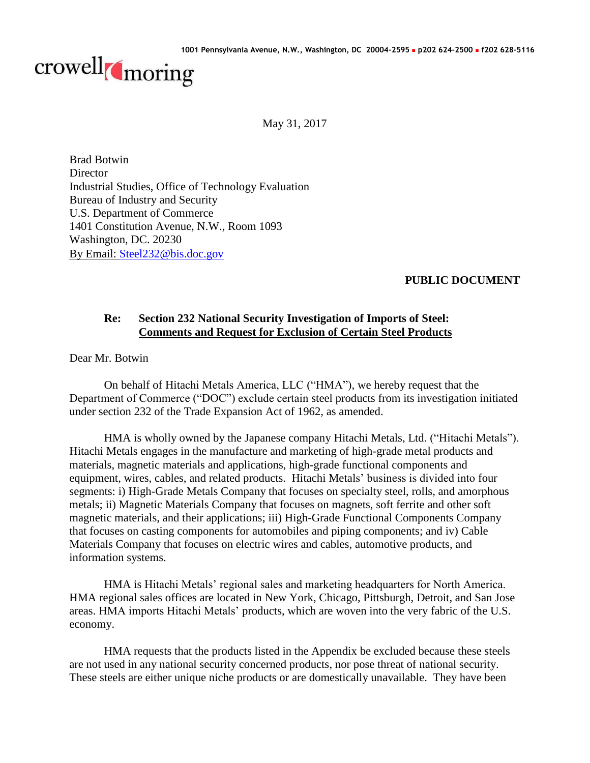1001 Pennsylvania Avenue, N.W., Washington, DC 20004-2595 ▪ p202 624-2500 ▪ f202 628-5116

crowell moring

May 31, 2017

Brad Botwin
Director
Industrial Studies, Office of Technology Evaluation
Bureau of Industry and Security
U.S. Department of Commerce
1401 Constitution Avenue, N.W., Room 1093
Washington, DC. 20230
By Email: Steel232@bis.doc.gov

**PUBLIC DOCUMENT**

**Re: Section 232 National Security Investigation of Imports of Steel: <u>Comments and Request for Exclusion of Certain Steel Products</u>**

Dear Mr. Botwin

On behalf of Hitachi Metals America, LLC ("HMA"), we hereby request that the Department of Commerce ("DOC") exclude certain steel products from its investigation initiated under section 232 of the Trade Expansion Act of 1962, as amended.

HMA is wholly owned by the Japanese company Hitachi Metals, Ltd. ("Hitachi Metals"). Hitachi Metals engages in the manufacture and marketing of high-grade metal products and materials, magnetic materials and applications, high-grade functional components and equipment, wires, cables, and related products. Hitachi Metals' business is divided into four segments: i) High-Grade Metals Company that focuses on specialty steel, rolls, and amorphous metals; ii) Magnetic Materials Company that focuses on magnets, soft ferrite and other soft magnetic materials, and their applications; iii) High-Grade Functional Components Company that focuses on casting components for automobiles and piping components; and iv) Cable Materials Company that focuses on electric wires and cables, automotive products, and information systems.

HMA is Hitachi Metals' regional sales and marketing headquarters for North America. HMA regional sales offices are located in New York, Chicago, Pittsburgh, Detroit, and San Jose areas. HMA imports Hitachi Metals' products, which are woven into the very fabric of the U.S. economy.

HMA requests that the products listed in the Appendix be excluded because these steels are not used in any national security concerned products, nor pose threat of national security. These steels are either unique niche products or are domestically unavailable. They have been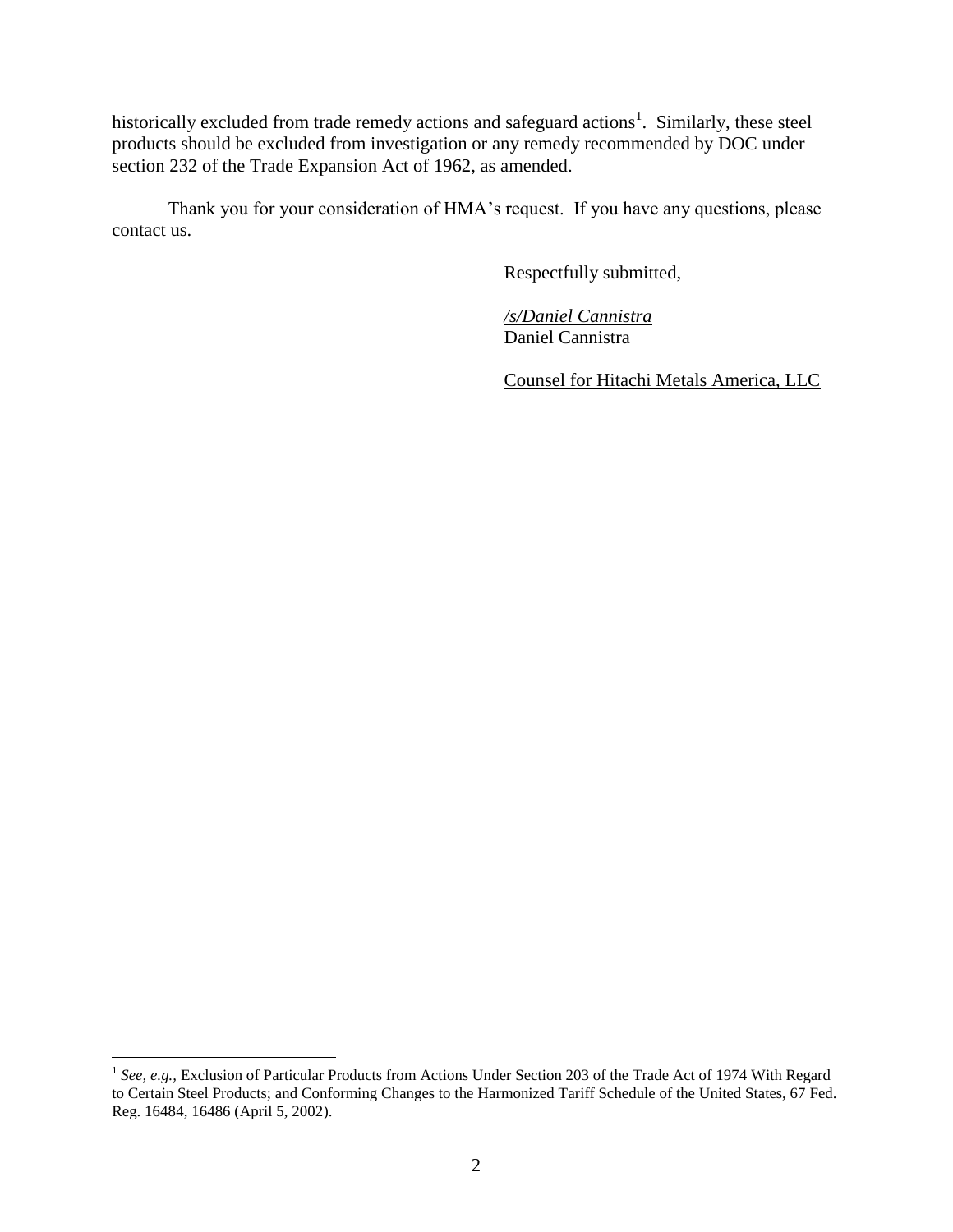historically excluded from trade remedy actions and safeguard actions[1]. Similarly, these steel products should be excluded from investigation or any remedy recommended by DOC under section 232 of the Trade Expansion Act of 1962, as amended.

Thank you for your consideration of HMA's request. If you have any questions, please contact us.

Respectfully submitted,

*/s/Daniel Cannistra*
Daniel Cannistra

Counsel for Hitachi Metals America, LLC

---

[1] *See, e.g.*, Exclusion of Particular Products from Actions Under Section 203 of the Trade Act of 1974 With Regard to Certain Steel Products; and Conforming Changes to the Harmonized Tariff Schedule of the United States, 67 Fed. Reg. 16484, 16486 (April 5, 2002).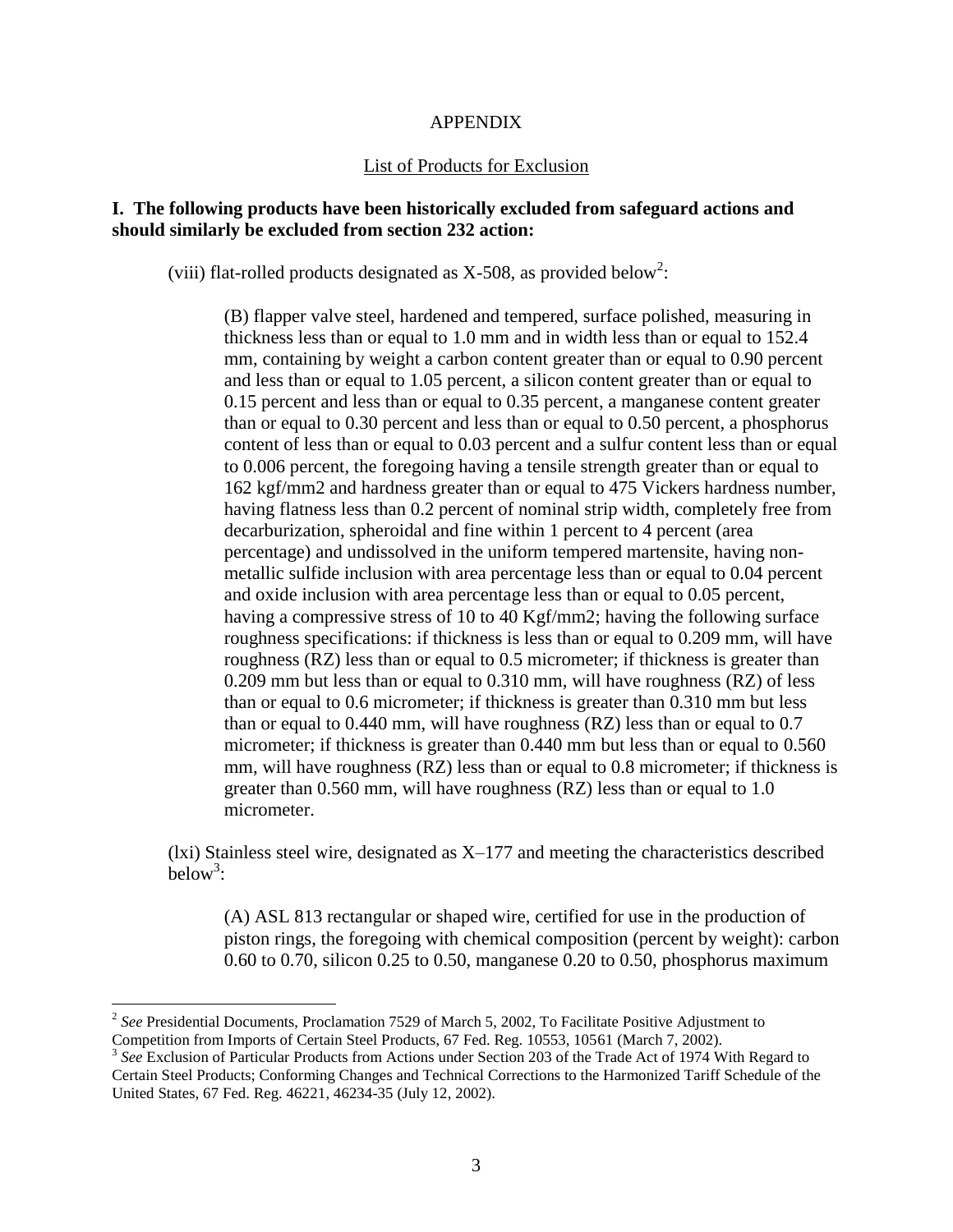APPENDIX

List of Products for Exclusion

**I. The following products have been historically excluded from safeguard actions and should similarly be excluded from section 232 action:**

(viii) flat-rolled products designated as X-508, as provided below[2]:

> (B) flapper valve steel, hardened and tempered, surface polished, measuring in thickness less than or equal to 1.0 mm and in width less than or equal to 152.4 mm, containing by weight a carbon content greater than or equal to 0.90 percent and less than or equal to 1.05 percent, a silicon content greater than or equal to 0.15 percent and less than or equal to 0.35 percent, a manganese content greater than or equal to 0.30 percent and less than or equal to 0.50 percent, a phosphorus content of less than or equal to 0.03 percent and a sulfur content less than or equal to 0.006 percent, the foregoing having a tensile strength greater than or equal to 162 kgf/mm2 and hardness greater than or equal to 475 Vickers hardness number, having flatness less than 0.2 percent of nominal strip width, completely free from decarburization, spheroidal and fine within 1 percent to 4 percent (area percentage) and undissolved in the uniform tempered martensite, having non-metallic sulfide inclusion with area percentage less than or equal to 0.04 percent and oxide inclusion with area percentage less than or equal to 0.05 percent, having a compressive stress of 10 to 40 Kgf/mm2; having the following surface roughness specifications: if thickness is less than or equal to 0.209 mm, will have roughness (RZ) less than or equal to 0.5 micrometer; if thickness is greater than 0.209 mm but less than or equal to 0.310 mm, will have roughness (RZ) of less than or equal to 0.6 micrometer; if thickness is greater than 0.310 mm but less than or equal to 0.440 mm, will have roughness (RZ) less than or equal to 0.7 micrometer; if thickness is greater than 0.440 mm but less than or equal to 0.560 mm, will have roughness (RZ) less than or equal to 0.8 micrometer; if thickness is greater than 0.560 mm, will have roughness (RZ) less than or equal to 1.0 micrometer.

(lxi) Stainless steel wire, designated as X–177 and meeting the characteristics described below[3]:

> (A) ASL 813 rectangular or shaped wire, certified for use in the production of piston rings, the foregoing with chemical composition (percent by weight): carbon 0.60 to 0.70, silicon 0.25 to 0.50, manganese 0.20 to 0.50, phosphorus maximum

---

[2] *See* Presidential Documents, Proclamation 7529 of March 5, 2002, To Facilitate Positive Adjustment to Competition from Imports of Certain Steel Products, 67 Fed. Reg. 10553, 10561 (March 7, 2002).

[3] *See* Exclusion of Particular Products from Actions under Section 203 of the Trade Act of 1974 With Regard to Certain Steel Products; Conforming Changes and Technical Corrections to the Harmonized Tariff Schedule of the United States, 67 Fed. Reg. 46221, 46234-35 (July 12, 2002).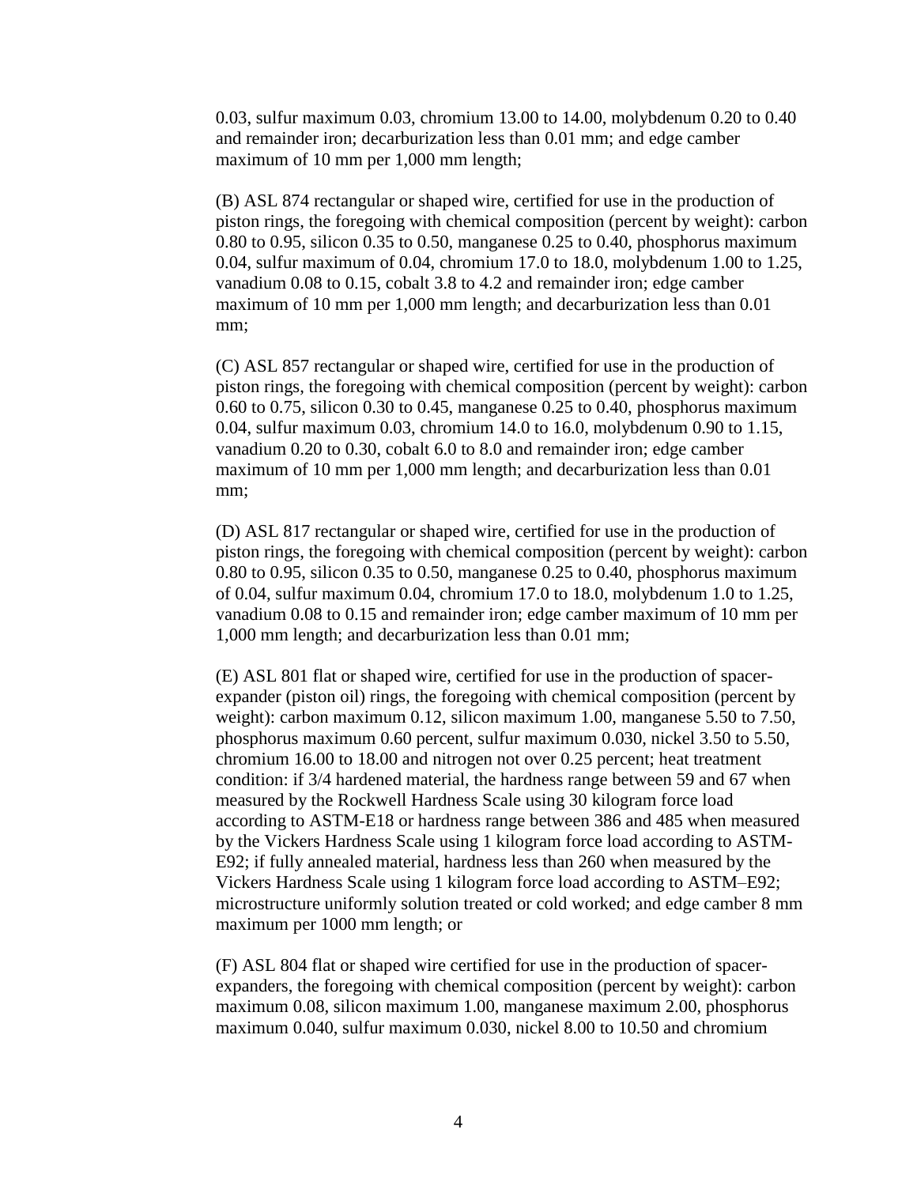0.03, sulfur maximum 0.03, chromium 13.00 to 14.00, molybdenum 0.20 to 0.40 and remainder iron; decarburization less than 0.01 mm; and edge camber maximum of 10 mm per 1,000 mm length;

(B) ASL 874 rectangular or shaped wire, certified for use in the production of piston rings, the foregoing with chemical composition (percent by weight): carbon 0.80 to 0.95, silicon 0.35 to 0.50, manganese 0.25 to 0.40, phosphorus maximum 0.04, sulfur maximum of 0.04, chromium 17.0 to 18.0, molybdenum 1.00 to 1.25, vanadium 0.08 to 0.15, cobalt 3.8 to 4.2 and remainder iron; edge camber maximum of 10 mm per 1,000 mm length; and decarburization less than 0.01 mm;

(C) ASL 857 rectangular or shaped wire, certified for use in the production of piston rings, the foregoing with chemical composition (percent by weight): carbon 0.60 to 0.75, silicon 0.30 to 0.45, manganese 0.25 to 0.40, phosphorus maximum 0.04, sulfur maximum 0.03, chromium 14.0 to 16.0, molybdenum 0.90 to 1.15, vanadium 0.20 to 0.30, cobalt 6.0 to 8.0 and remainder iron; edge camber maximum of 10 mm per 1,000 mm length; and decarburization less than 0.01 mm;

(D) ASL 817 rectangular or shaped wire, certified for use in the production of piston rings, the foregoing with chemical composition (percent by weight): carbon 0.80 to 0.95, silicon 0.35 to 0.50, manganese 0.25 to 0.40, phosphorus maximum of 0.04, sulfur maximum 0.04, chromium 17.0 to 18.0, molybdenum 1.0 to 1.25, vanadium 0.08 to 0.15 and remainder iron; edge camber maximum of 10 mm per 1,000 mm length; and decarburization less than 0.01 mm;

(E) ASL 801 flat or shaped wire, certified for use in the production of spacer-expander (piston oil) rings, the foregoing with chemical composition (percent by weight): carbon maximum 0.12, silicon maximum 1.00, manganese 5.50 to 7.50, phosphorus maximum 0.60 percent, sulfur maximum 0.030, nickel 3.50 to 5.50, chromium 16.00 to 18.00 and nitrogen not over 0.25 percent; heat treatment condition: if 3/4 hardened material, the hardness range between 59 and 67 when measured by the Rockwell Hardness Scale using 30 kilogram force load according to ASTM-E18 or hardness range between 386 and 485 when measured by the Vickers Hardness Scale using 1 kilogram force load according to ASTM-E92; if fully annealed material, hardness less than 260 when measured by the Vickers Hardness Scale using 1 kilogram force load according to ASTM–E92; microstructure uniformly solution treated or cold worked; and edge camber 8 mm maximum per 1000 mm length; or

(F) ASL 804 flat or shaped wire certified for use in the production of spacer-expanders, the foregoing with chemical composition (percent by weight): carbon maximum 0.08, silicon maximum 1.00, manganese maximum 2.00, phosphorus maximum 0.040, sulfur maximum 0.030, nickel 8.00 to 10.50 and chromium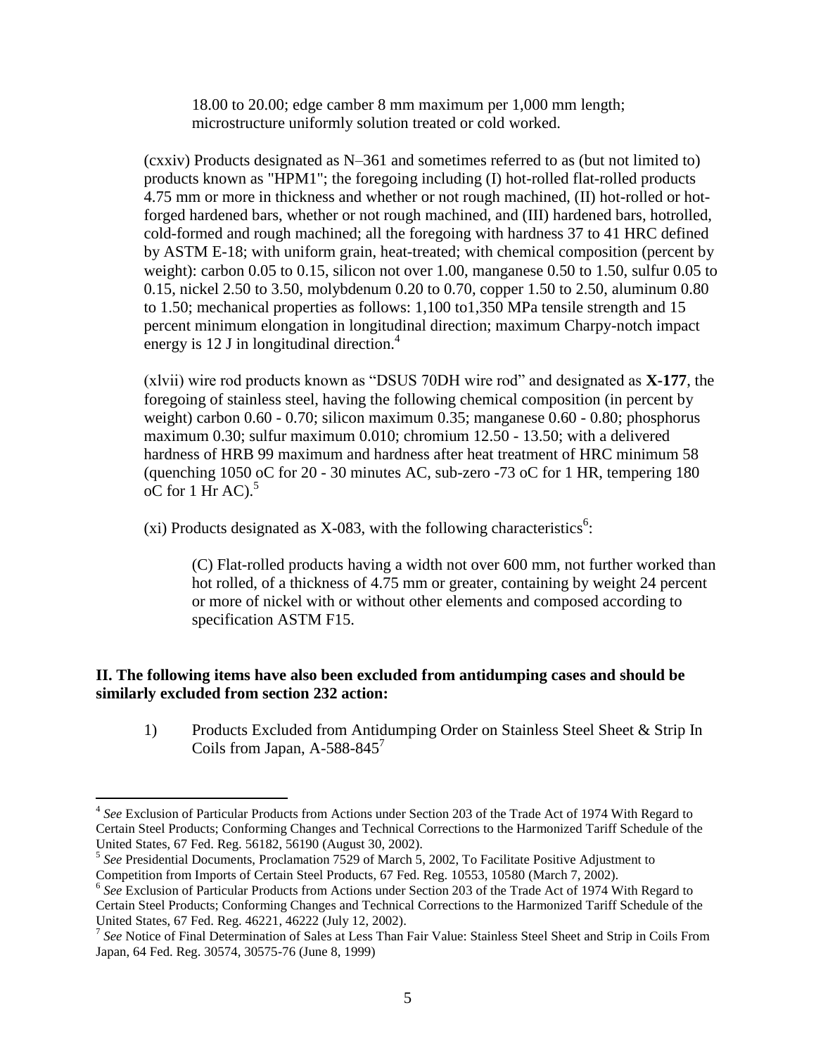18.00 to 20.00; edge camber 8 mm maximum per 1,000 mm length; microstructure uniformly solution treated or cold worked.

(cxxiv) Products designated as N–361 and sometimes referred to as (but not limited to) products known as "HPM1"; the foregoing including (I) hot-rolled flat-rolled products 4.75 mm or more in thickness and whether or not rough machined, (II) hot-rolled or hot-forged hardened bars, whether or not rough machined, and (III) hardened bars, hotrolled, cold-formed and rough machined; all the foregoing with hardness 37 to 41 HRC defined by ASTM E-18; with uniform grain, heat-treated; with chemical composition (percent by weight): carbon 0.05 to 0.15, silicon not over 1.00, manganese 0.50 to 1.50, sulfur 0.05 to 0.15, nickel 2.50 to 3.50, molybdenum 0.20 to 0.70, copper 1.50 to 2.50, aluminum 0.80 to 1.50; mechanical properties as follows: 1,100 to1,350 MPa tensile strength and 15 percent minimum elongation in longitudinal direction; maximum Charpy-notch impact energy is 12 J in longitudinal direction.[4]

(xlvii) wire rod products known as "DSUS 70DH wire rod" and designated as **X-177**, the foregoing of stainless steel, having the following chemical composition (in percent by weight) carbon 0.60 - 0.70; silicon maximum 0.35; manganese 0.60 - 0.80; phosphorus maximum 0.30; sulfur maximum 0.010; chromium 12.50 - 13.50; with a delivered hardness of HRB 99 maximum and hardness after heat treatment of HRC minimum 58 (quenching 1050 oC for 20 - 30 minutes AC, sub-zero -73 oC for 1 HR, tempering 180 oC for 1 Hr AC).[5]

(xi) Products designated as X-083, with the following characteristics[6]:

> (C) Flat-rolled products having a width not over 600 mm, not further worked than hot rolled, of a thickness of 4.75 mm or greater, containing by weight 24 percent or more of nickel with or without other elements and composed according to specification ASTM F15.

**II. The following items have also been excluded from antidumping cases and should be similarly excluded from section 232 action:**

1) Products Excluded from Antidumping Order on Stainless Steel Sheet & Strip In Coils from Japan, A-588-845[7]

---

[4] *See* Exclusion of Particular Products from Actions under Section 203 of the Trade Act of 1974 With Regard to Certain Steel Products; Conforming Changes and Technical Corrections to the Harmonized Tariff Schedule of the United States, 67 Fed. Reg. 56182, 56190 (August 30, 2002).

[5] *See* Presidential Documents, Proclamation 7529 of March 5, 2002, To Facilitate Positive Adjustment to Competition from Imports of Certain Steel Products, 67 Fed. Reg. 10553, 10580 (March 7, 2002).

[6] *See* Exclusion of Particular Products from Actions under Section 203 of the Trade Act of 1974 With Regard to Certain Steel Products; Conforming Changes and Technical Corrections to the Harmonized Tariff Schedule of the United States, 67 Fed. Reg. 46221, 46222 (July 12, 2002).

[7] *See* Notice of Final Determination of Sales at Less Than Fair Value: Stainless Steel Sheet and Strip in Coils From Japan, 64 Fed. Reg. 30574, 30575-76 (June 8, 1999)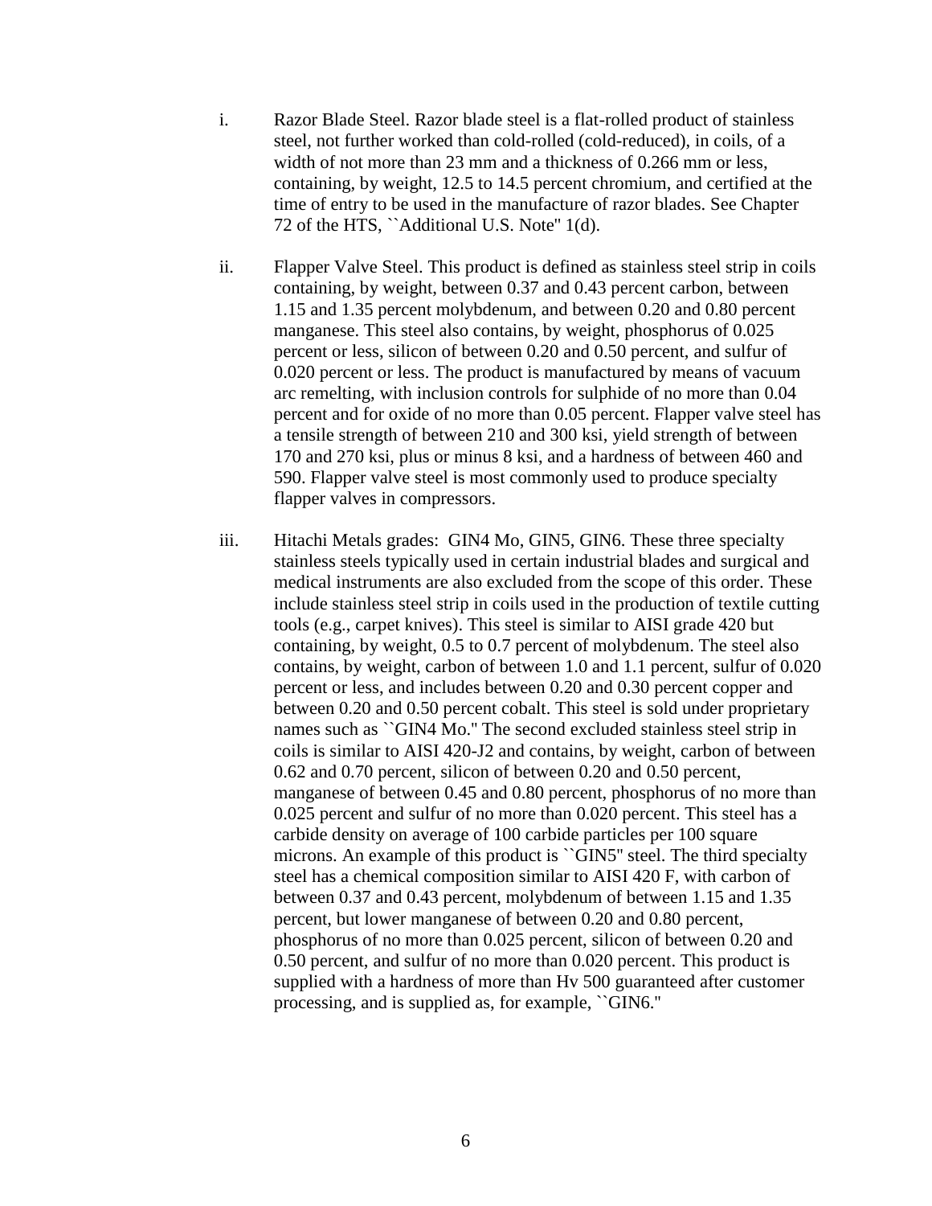i. Razor Blade Steel. Razor blade steel is a flat-rolled product of stainless steel, not further worked than cold-rolled (cold-reduced), in coils, of a width of not more than 23 mm and a thickness of 0.266 mm or less, containing, by weight, 12.5 to 14.5 percent chromium, and certified at the time of entry to be used in the manufacture of razor blades. See Chapter 72 of the HTS, ``Additional U.S. Note'' 1(d).

ii. Flapper Valve Steel. This product is defined as stainless steel strip in coils containing, by weight, between 0.37 and 0.43 percent carbon, between 1.15 and 1.35 percent molybdenum, and between 0.20 and 0.80 percent manganese. This steel also contains, by weight, phosphorus of 0.025 percent or less, silicon of between 0.20 and 0.50 percent, and sulfur of 0.020 percent or less. The product is manufactured by means of vacuum arc remelting, with inclusion controls for sulphide of no more than 0.04 percent and for oxide of no more than 0.05 percent. Flapper valve steel has a tensile strength of between 210 and 300 ksi, yield strength of between 170 and 270 ksi, plus or minus 8 ksi, and a hardness of between 460 and 590. Flapper valve steel is most commonly used to produce specialty flapper valves in compressors.

iii. Hitachi Metals grades: GIN4 Mo, GIN5, GIN6. These three specialty stainless steels typically used in certain industrial blades and surgical and medical instruments are also excluded from the scope of this order. These include stainless steel strip in coils used in the production of textile cutting tools (e.g., carpet knives). This steel is similar to AISI grade 420 but containing, by weight, 0.5 to 0.7 percent of molybdenum. The steel also contains, by weight, carbon of between 1.0 and 1.1 percent, sulfur of 0.020 percent or less, and includes between 0.20 and 0.30 percent copper and between 0.20 and 0.50 percent cobalt. This steel is sold under proprietary names such as ``GIN4 Mo.'' The second excluded stainless steel strip in coils is similar to AISI 420-J2 and contains, by weight, carbon of between 0.62 and 0.70 percent, silicon of between 0.20 and 0.50 percent, manganese of between 0.45 and 0.80 percent, phosphorus of no more than 0.025 percent and sulfur of no more than 0.020 percent. This steel has a carbide density on average of 100 carbide particles per 100 square microns. An example of this product is ``GIN5'' steel. The third specialty steel has a chemical composition similar to AISI 420 F, with carbon of between 0.37 and 0.43 percent, molybdenum of between 1.15 and 1.35 percent, but lower manganese of between 0.20 and 0.80 percent, phosphorus of no more than 0.025 percent, silicon of between 0.20 and 0.50 percent, and sulfur of no more than 0.020 percent. This product is supplied with a hardness of more than Hv 500 guaranteed after customer processing, and is supplied as, for example, ``GIN6.''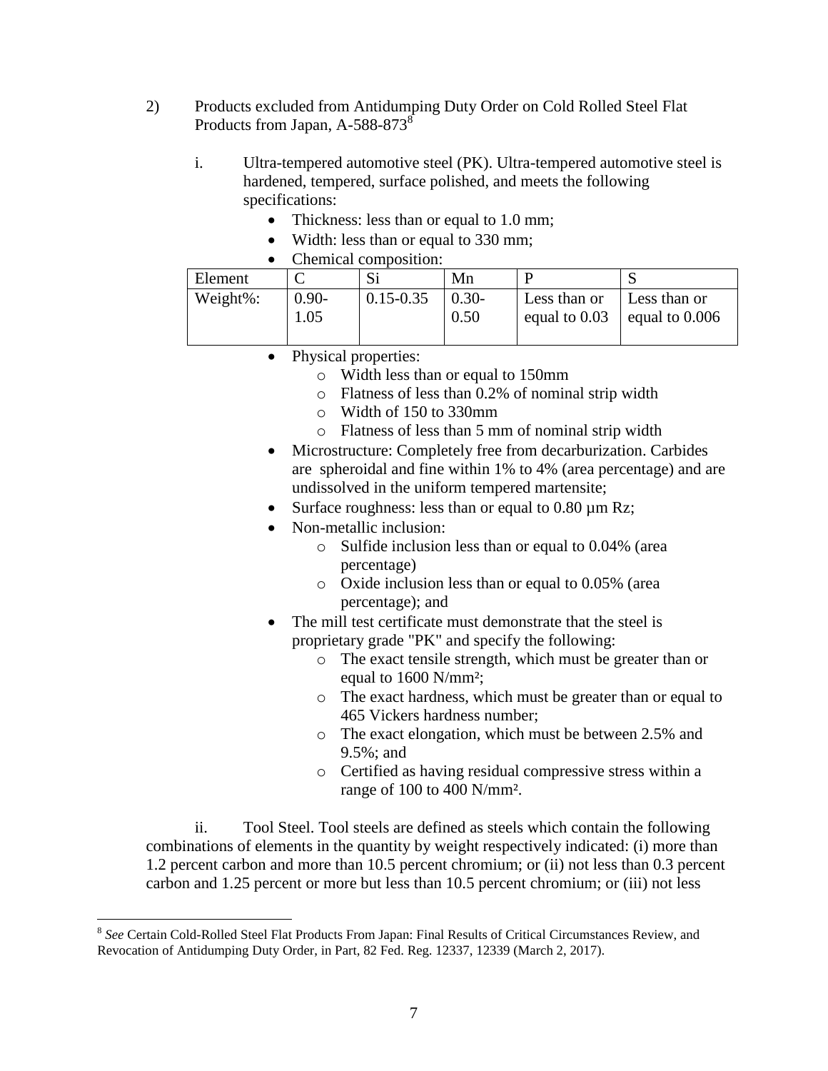2) Products excluded from Antidumping Duty Order on Cold Rolled Steel Flat Products from Japan, A-588-873[8]

i. Ultra-tempered automotive steel (PK). Ultra-tempered automotive steel is hardened, tempered, surface polished, and meets the following specifications:

- Thickness: less than or equal to 1.0 mm;
- Width: less than or equal to 330 mm;
- Chemical composition:

| Element | C | Si | Mn | P | S |
|---|---|---|---|---|---|
| Weight%: | 0.90-1.05 | 0.15-0.35 | 0.30-0.50 | Less than or equal to 0.03 | Less than or equal to 0.006 |

- Physical properties:
  - Width less than or equal to 150mm
  - Flatness of less than 0.2% of nominal strip width
  - Width of 150 to 330mm
  - Flatness of less than 5 mm of nominal strip width
- Microstructure: Completely free from decarburization. Carbides are spheroidal and fine within 1% to 4% (area percentage) and are undissolved in the uniform tempered martensite;
- Surface roughness: less than or equal to 0.80 µm Rz;
- Non-metallic inclusion:
  - Sulfide inclusion less than or equal to 0.04% (area percentage)
  - Oxide inclusion less than or equal to 0.05% (area percentage); and
- The mill test certificate must demonstrate that the steel is proprietary grade "PK" and specify the following:
  - The exact tensile strength, which must be greater than or equal to 1600 N/mm²;
  - The exact hardness, which must be greater than or equal to 465 Vickers hardness number;
  - The exact elongation, which must be between 2.5% and 9.5%; and
  - Certified as having residual compressive stress within a range of 100 to 400 N/mm².

ii. Tool Steel. Tool steels are defined as steels which contain the following combinations of elements in the quantity by weight respectively indicated: (i) more than 1.2 percent carbon and more than 10.5 percent chromium; or (ii) not less than 0.3 percent carbon and 1.25 percent or more but less than 10.5 percent chromium; or (iii) not less

[8] *See* Certain Cold-Rolled Steel Flat Products From Japan: Final Results of Critical Circumstances Review, and Revocation of Antidumping Duty Order, in Part, 82 Fed. Reg. 12337, 12339 (March 2, 2017).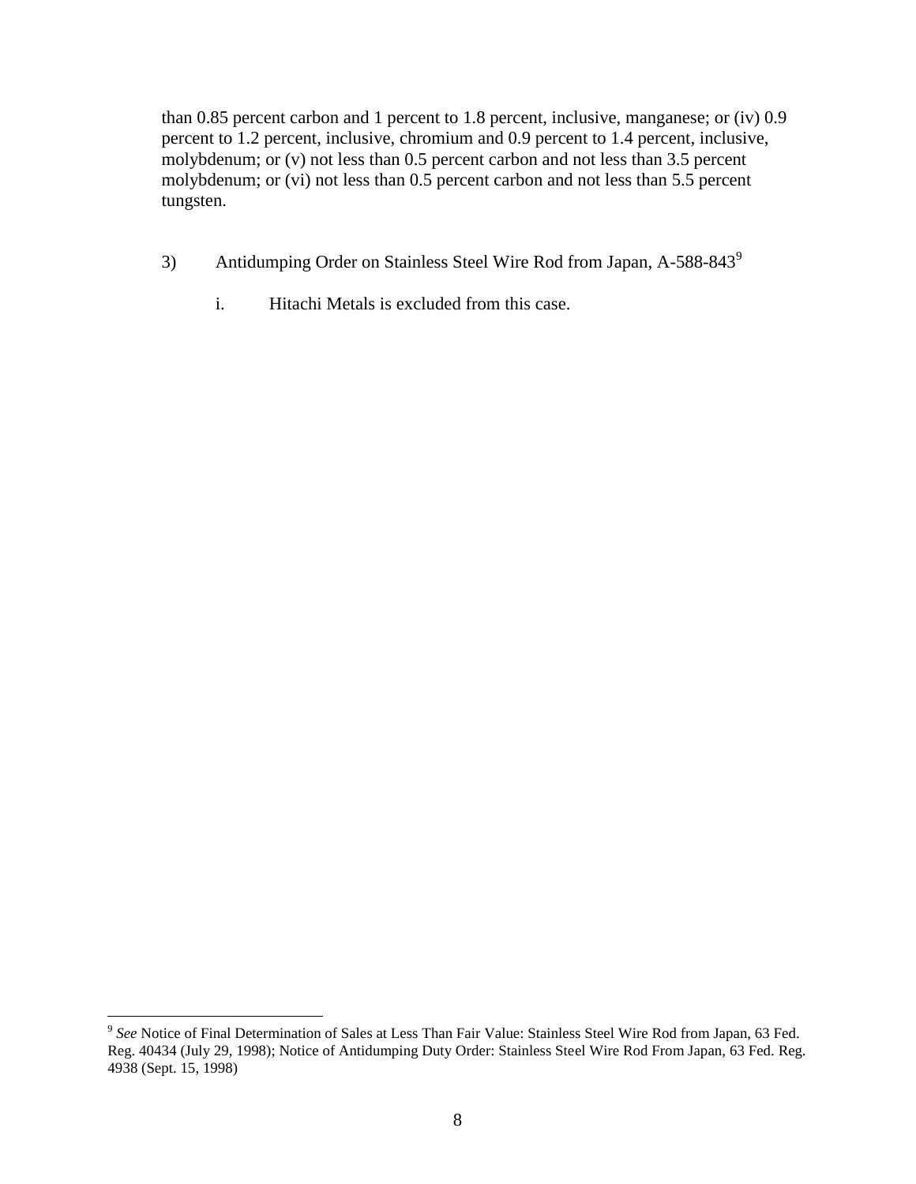than 0.85 percent carbon and 1 percent to 1.8 percent, inclusive, manganese; or (iv) 0.9 percent to 1.2 percent, inclusive, chromium and 0.9 percent to 1.4 percent, inclusive, molybdenum; or (v) not less than 0.5 percent carbon and not less than 3.5 percent molybdenum; or (vi) not less than 0.5 percent carbon and not less than 5.5 percent tungsten.

3) Antidumping Order on Stainless Steel Wire Rod from Japan, A-588-843[9]

   i. Hitachi Metals is excluded from this case.

---

[9] *See* Notice of Final Determination of Sales at Less Than Fair Value: Stainless Steel Wire Rod from Japan, 63 Fed. Reg. 40434 (July 29, 1998); Notice of Antidumping Duty Order: Stainless Steel Wire Rod From Japan, 63 Fed. Reg. 4938 (Sept. 15, 1998)